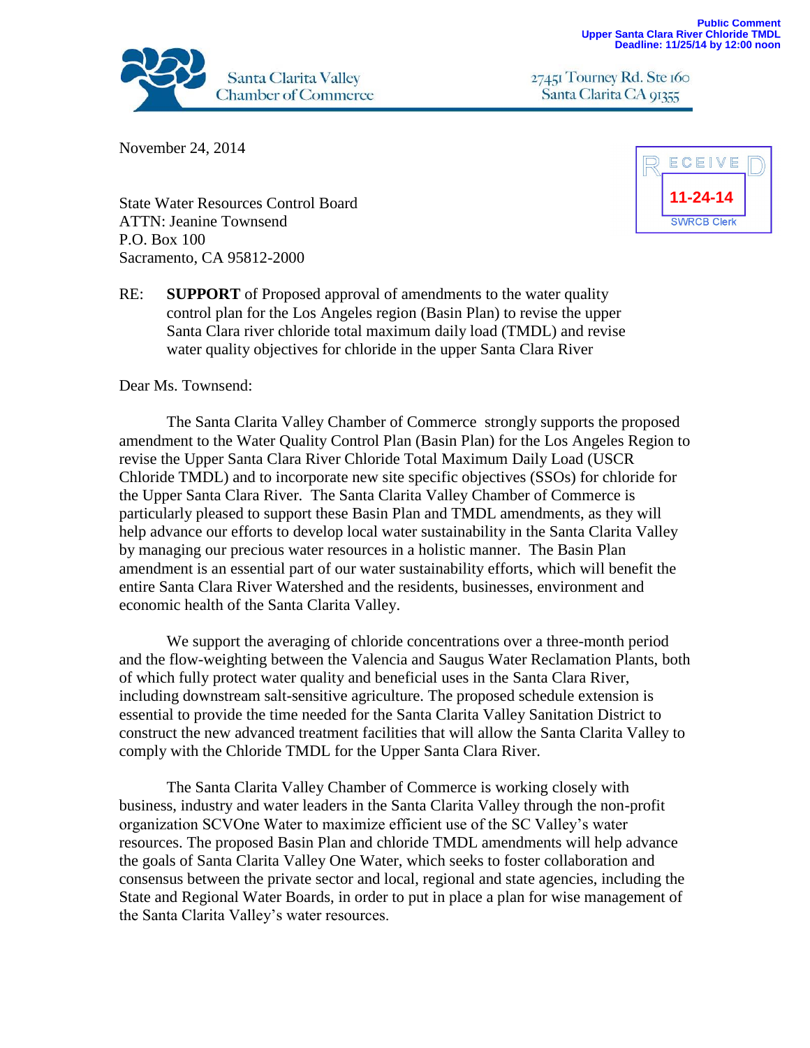Public Comment
Upper Santa Clara River Chloride TMDL
Deadline: 11/25/14 by 12:00 noon

Santa Clarita Valley Chamber of Commerce

27451 Tourney Rd. Ste 160
Santa Clarita CA 91355

November 24, 2014

RECEIVED
11-24-14
SWRCB Clerk

State Water Resources Control Board
ATTN: Jeanine Townsend
P.O. Box 100
Sacramento, CA 95812-2000

RE: **SUPPORT** of Proposed approval of amendments to the water quality control plan for the Los Angeles region (Basin Plan) to revise the upper Santa Clara river chloride total maximum daily load (TMDL) and revise water quality objectives for chloride in the upper Santa Clara River

Dear Ms. Townsend:

The Santa Clarita Valley Chamber of Commerce strongly supports the proposed amendment to the Water Quality Control Plan (Basin Plan) for the Los Angeles Region to revise the Upper Santa Clara River Chloride Total Maximum Daily Load (USCR Chloride TMDL) and to incorporate new site specific objectives (SSOs) for chloride for the Upper Santa Clara River. The Santa Clarita Valley Chamber of Commerce is particularly pleased to support these Basin Plan and TMDL amendments, as they will help advance our efforts to develop local water sustainability in the Santa Clarita Valley by managing our precious water resources in a holistic manner. The Basin Plan amendment is an essential part of our water sustainability efforts, which will benefit the entire Santa Clara River Watershed and the residents, businesses, environment and economic health of the Santa Clarita Valley.

We support the averaging of chloride concentrations over a three-month period and the flow-weighting between the Valencia and Saugus Water Reclamation Plants, both of which fully protect water quality and beneficial uses in the Santa Clara River, including downstream salt-sensitive agriculture. The proposed schedule extension is essential to provide the time needed for the Santa Clarita Valley Sanitation District to construct the new advanced treatment facilities that will allow the Santa Clarita Valley to comply with the Chloride TMDL for the Upper Santa Clara River.

The Santa Clarita Valley Chamber of Commerce is working closely with business, industry and water leaders in the Santa Clarita Valley through the non-profit organization SCVOne Water to maximize efficient use of the SC Valley's water resources. The proposed Basin Plan and chloride TMDL amendments will help advance the goals of Santa Clarita Valley One Water, which seeks to foster collaboration and consensus between the private sector and local, regional and state agencies, including the State and Regional Water Boards, in order to put in place a plan for wise management of the Santa Clarita Valley's water resources.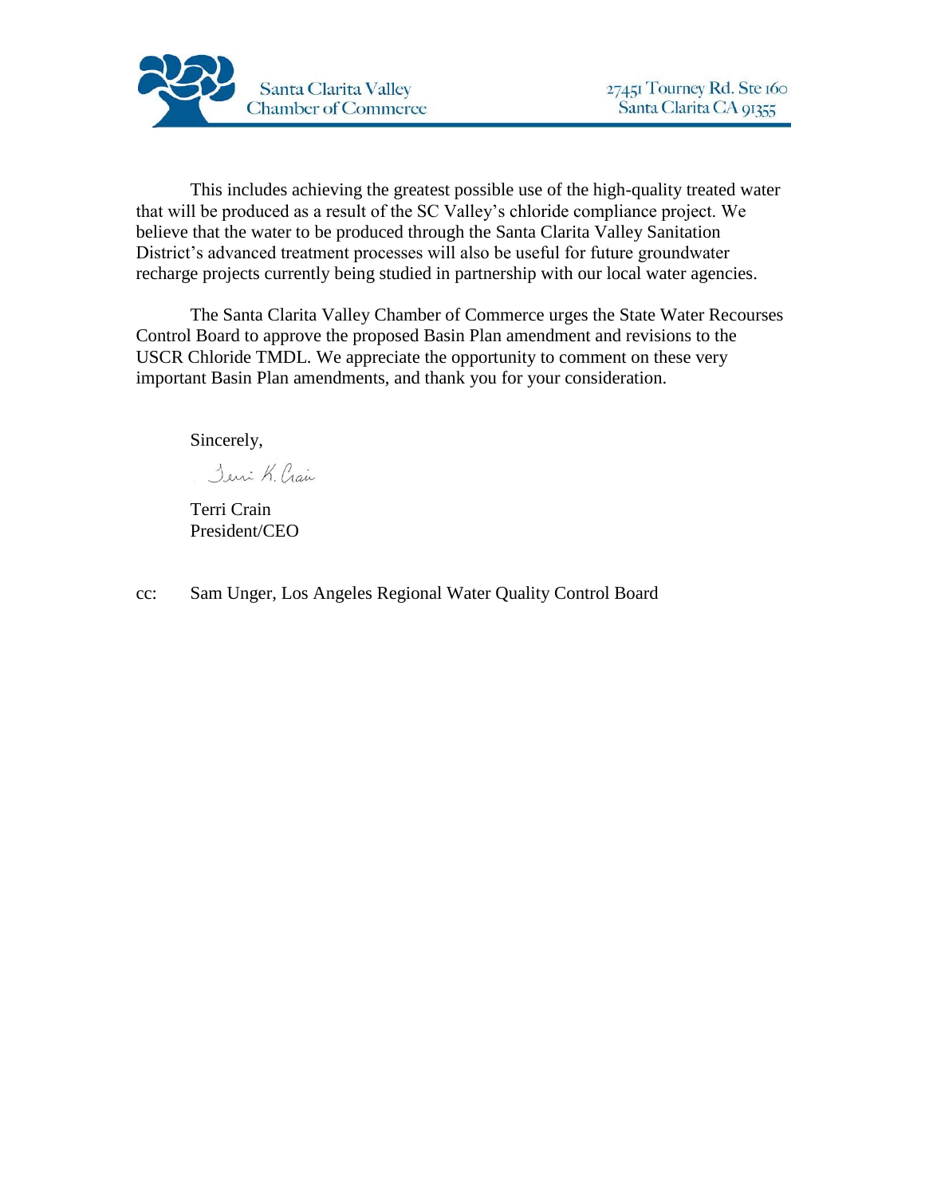Santa Clarita Valley Chamber of Commerce

27451 Tourney Rd. Ste 160
Santa Clarita CA 91355

This includes achieving the greatest possible use of the high-quality treated water that will be produced as a result of the SC Valley's chloride compliance project. We believe that the water to be produced through the Santa Clarita Valley Sanitation District's advanced treatment processes will also be useful for future groundwater recharge projects currently being studied in partnership with our local water agencies.

The Santa Clarita Valley Chamber of Commerce urges the State Water Recourses Control Board to approve the proposed Basin Plan amendment and revisions to the USCR Chloride TMDL. We appreciate the opportunity to comment on these very important Basin Plan amendments, and thank you for your consideration.

Sincerely,

Terri K. Crain

Terri Crain
President/CEO

cc: Sam Unger, Los Angeles Regional Water Quality Control Board